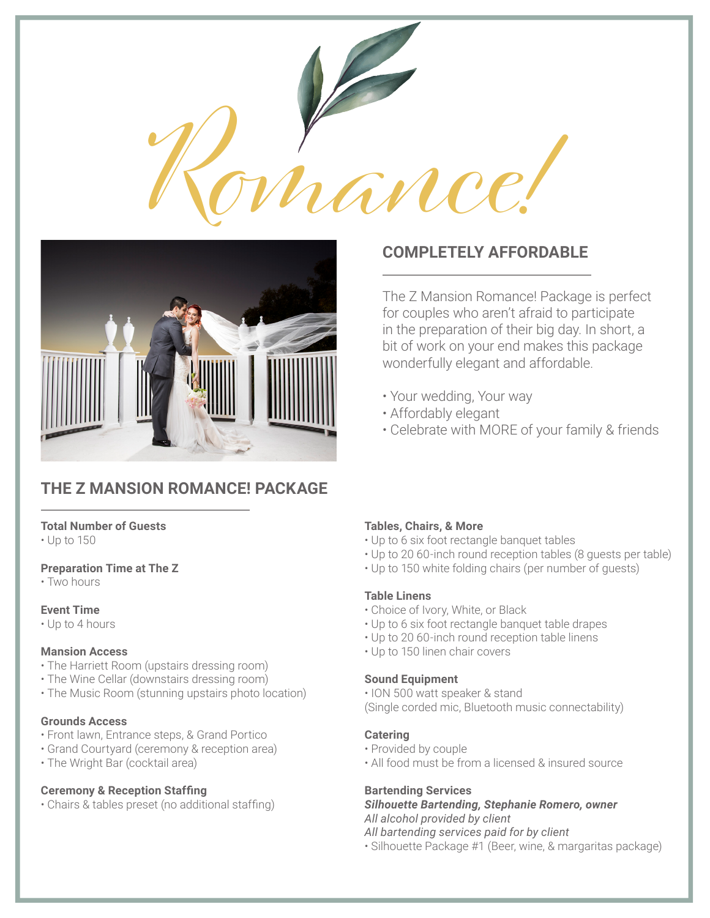# Romance!

## COMPLETELY AFFORDABLE

The Z Mansion Romance! Package is perfect for couples who aren't afraid to participate in the preparation of their big day. In short, a bit of work on your end makes this package wonderfully elegant and affordable.

- Your wedding, Your way
- Affordably elegant
- Celebrate with MORE of your family & friends

## THE Z MANSION ROMANCE! PACKAGE

**Total Number of Guests**
- Up to 150

**Preparation Time at The Z**
- Two hours

**Event Time**
- Up to 4 hours

**Mansion Access**
- The Harriett Room (upstairs dressing room)
- The Wine Cellar (downstairs dressing room)
- The Music Room (stunning upstairs photo location)

**Grounds Access**
- Front lawn, Entrance steps, & Grand Portico
- Grand Courtyard (ceremony & reception area)
- The Wright Bar (cocktail area)

**Ceremony & Reception Staffing**
- Chairs & tables preset (no additional staffing)

**Tables, Chairs, & More**
- Up to 6 six foot rectangle banquet tables
- Up to 20 60-inch round reception tables (8 guests per table)
- Up to 150 white folding chairs (per number of guests)

**Table Linens**
- Choice of Ivory, White, or Black
- Up to 6 six foot rectangle banquet table drapes
- Up to 20 60-inch round reception table linens
- Up to 150 linen chair covers

**Sound Equipment**
- ION 500 watt speaker & stand

(Single corded mic, Bluetooth music connectability)

**Catering**
- Provided by couple
- All food must be from a licensed & insured source

**Bartending Services**

***Silhouette Bartending, Stephanie Romero, owner***

*All alcohol provided by client*

*All bartending services paid for by client*

- Silhouette Package #1 (Beer, wine, & margaritas package)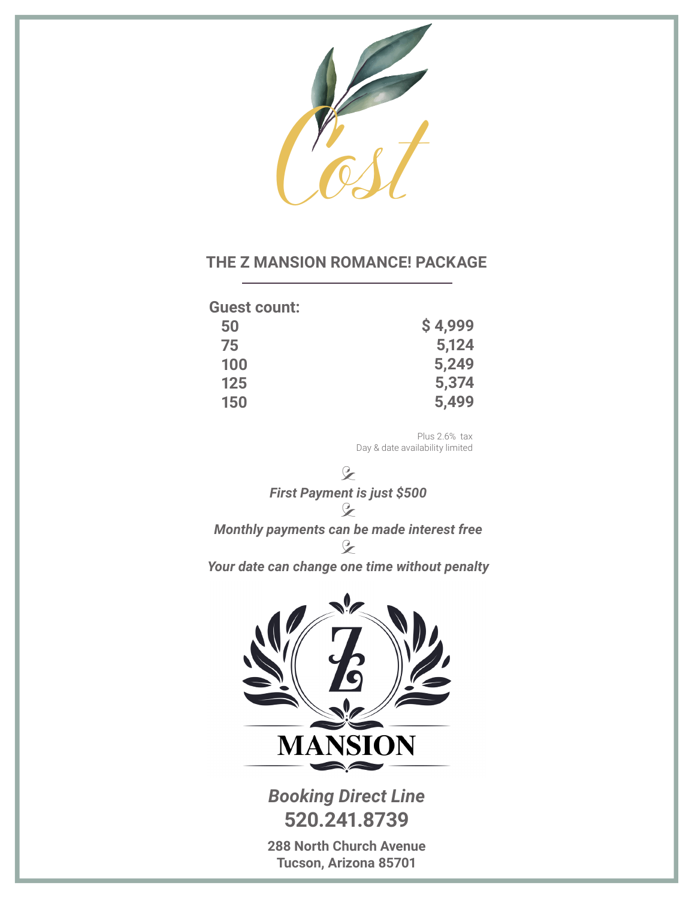# Cost

## THE Z MANSION ROMANCE! PACKAGE

| Guest count: | |
|---|---|
| 50 | $ 4,999 |
| 75 | 5,124 |
| 100 | 5,249 |
| 125 | 5,374 |
| 150 | 5,499 |

Plus 2.6% tax
Day & date availability limited

***First Payment is just $500***

***Monthly payments can be made interest free***

***Your date can change one time without penalty***

Z MANSION

***Booking Direct Line***

**520.241.8739**

**288 North Church Avenue**
**Tucson, Arizona 85701**